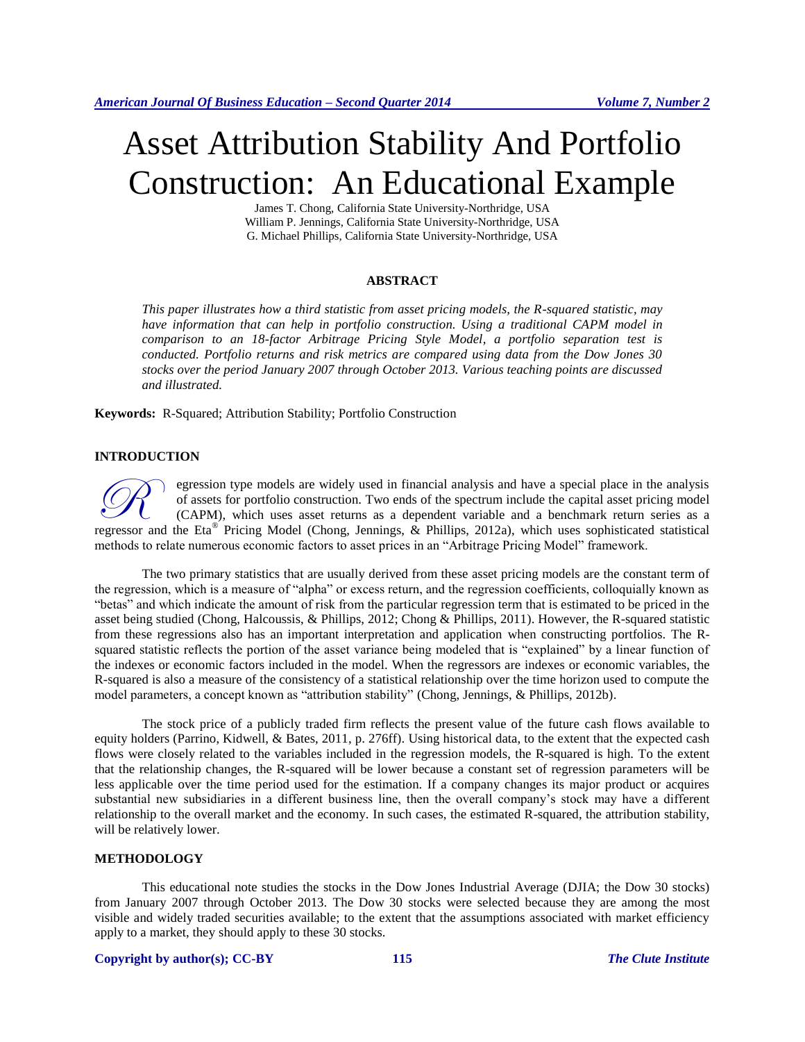# Asset Attribution Stability And Portfolio Construction: An Educational Example

James T. Chong, California State University-Northridge, USA
William P. Jennings, California State University-Northridge, USA
G. Michael Phillips, California State University-Northridge, USA

## ABSTRACT

*This paper illustrates how a third statistic from asset pricing models, the R-squared statistic, may have information that can help in portfolio construction. Using a traditional CAPM model in comparison to an 18-factor Arbitrage Pricing Style Model, a portfolio separation test is conducted. Portfolio returns and risk metrics are compared using data from the Dow Jones 30 stocks over the period January 2007 through October 2013. Various teaching points are discussed and illustrated.*

**Keywords:** R-Squared; Attribution Stability; Portfolio Construction

## INTRODUCTION

Regression type models are widely used in financial analysis and have a special place in the analysis of assets for portfolio construction. Two ends of the spectrum include the capital asset pricing model (CAPM), which uses asset returns as a dependent variable and a benchmark return series as a regressor and the Eta® Pricing Model (Chong, Jennings, & Phillips, 2012a), which uses sophisticated statistical methods to relate numerous economic factors to asset prices in an "Arbitrage Pricing Model" framework.

The two primary statistics that are usually derived from these asset pricing models are the constant term of the regression, which is a measure of "alpha" or excess return, and the regression coefficients, colloquially known as "betas" and which indicate the amount of risk from the particular regression term that is estimated to be priced in the asset being studied (Chong, Halcoussis, & Phillips, 2012; Chong & Phillips, 2011). However, the R-squared statistic from these regressions also has an important interpretation and application when constructing portfolios. The R-squared statistic reflects the portion of the asset variance being modeled that is "explained" by a linear function of the indexes or economic factors included in the model. When the regressors are indexes or economic variables, the R-squared is also a measure of the consistency of a statistical relationship over the time horizon used to compute the model parameters, a concept known as "attribution stability" (Chong, Jennings, & Phillips, 2012b).

The stock price of a publicly traded firm reflects the present value of the future cash flows available to equity holders (Parrino, Kidwell, & Bates, 2011, p. 276ff). Using historical data, to the extent that the expected cash flows were closely related to the variables included in the regression models, the R-squared is high. To the extent that the relationship changes, the R-squared will be lower because a constant set of regression parameters will be less applicable over the time period used for the estimation. If a company changes its major product or acquires substantial new subsidiaries in a different business line, then the overall company's stock may have a different relationship to the overall market and the economy. In such cases, the estimated R-squared, the attribution stability, will be relatively lower.

## METHODOLOGY

This educational note studies the stocks in the Dow Jones Industrial Average (DJIA; the Dow 30 stocks) from January 2007 through October 2013. The Dow 30 stocks were selected because they are among the most visible and widely traded securities available; to the extent that the assumptions associated with market efficiency apply to a market, they should apply to these 30 stocks.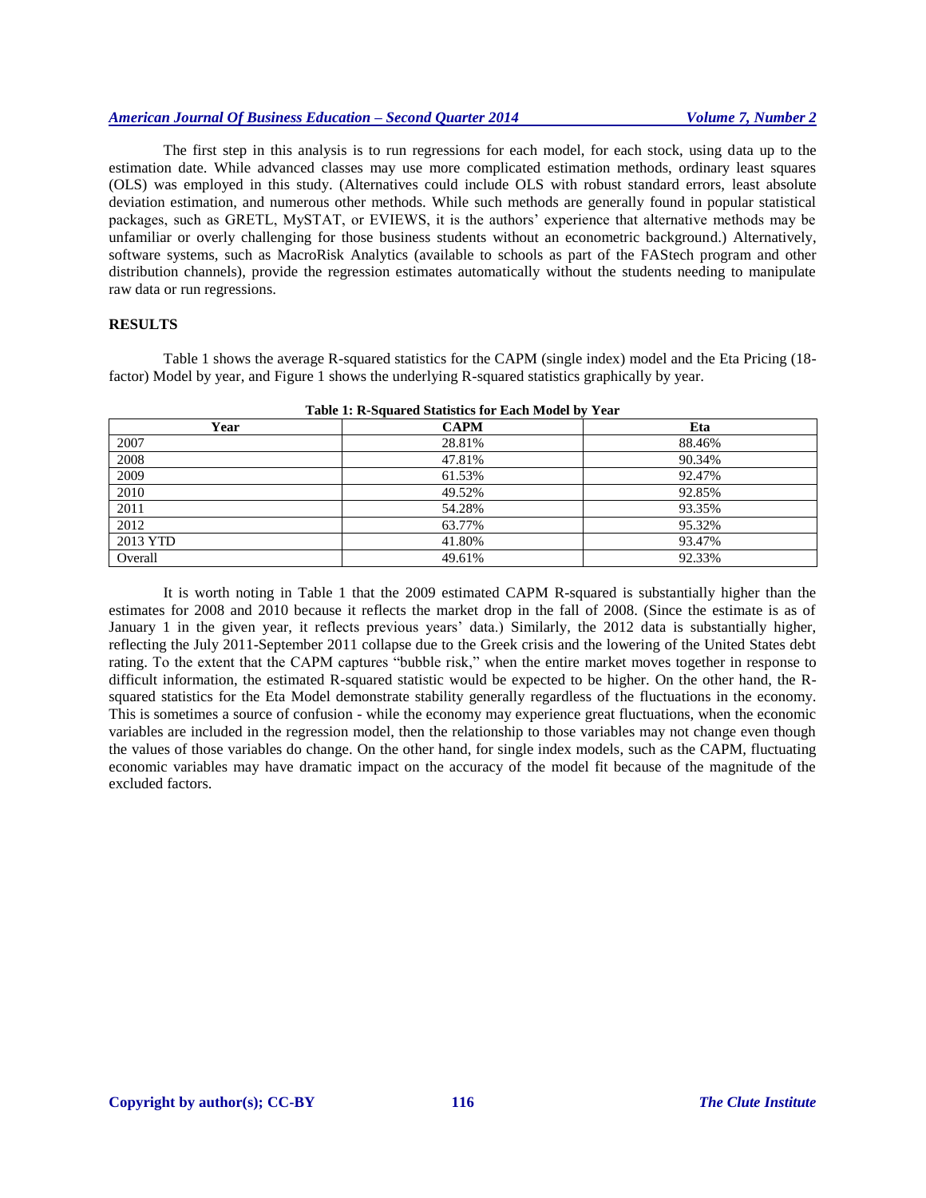The first step in this analysis is to run regressions for each model, for each stock, using data up to the estimation date. While advanced classes may use more complicated estimation methods, ordinary least squares (OLS) was employed in this study. (Alternatives could include OLS with robust standard errors, least absolute deviation estimation, and numerous other methods. While such methods are generally found in popular statistical packages, such as GRETL, MySTAT, or EVIEWS, it is the authors' experience that alternative methods may be unfamiliar or overly challenging for those business students without an econometric background.) Alternatively, software systems, such as MacroRisk Analytics (available to schools as part of the FAStech program and other distribution channels), provide the regression estimates automatically without the students needing to manipulate raw data or run regressions.

## RESULTS

Table 1 shows the average R-squared statistics for the CAPM (single index) model and the Eta Pricing (18-factor) Model by year, and Figure 1 shows the underlying R-squared statistics graphically by year.

**Table 1: R-Squared Statistics for Each Model by Year**

| Year | CAPM | Eta |
|---|---|---|
| 2007 | 28.81% | 88.46% |
| 2008 | 47.81% | 90.34% |
| 2009 | 61.53% | 92.47% |
| 2010 | 49.52% | 92.85% |
| 2011 | 54.28% | 93.35% |
| 2012 | 63.77% | 95.32% |
| 2013 YTD | 41.80% | 93.47% |
| Overall | 49.61% | 92.33% |

It is worth noting in Table 1 that the 2009 estimated CAPM R-squared is substantially higher than the estimates for 2008 and 2010 because it reflects the market drop in the fall of 2008. (Since the estimate is as of January 1 in the given year, it reflects previous years' data.) Similarly, the 2012 data is substantially higher, reflecting the July 2011-September 2011 collapse due to the Greek crisis and the lowering of the United States debt rating. To the extent that the CAPM captures "bubble risk," when the entire market moves together in response to difficult information, the estimated R-squared statistic would be expected to be higher. On the other hand, the R-squared statistics for the Eta Model demonstrate stability generally regardless of the fluctuations in the economy. This is sometimes a source of confusion - while the economy may experience great fluctuations, when the economic variables are included in the regression model, then the relationship to those variables may not change even though the values of those variables do change. On the other hand, for single index models, such as the CAPM, fluctuating economic variables may have dramatic impact on the accuracy of the model fit because of the magnitude of the excluded factors.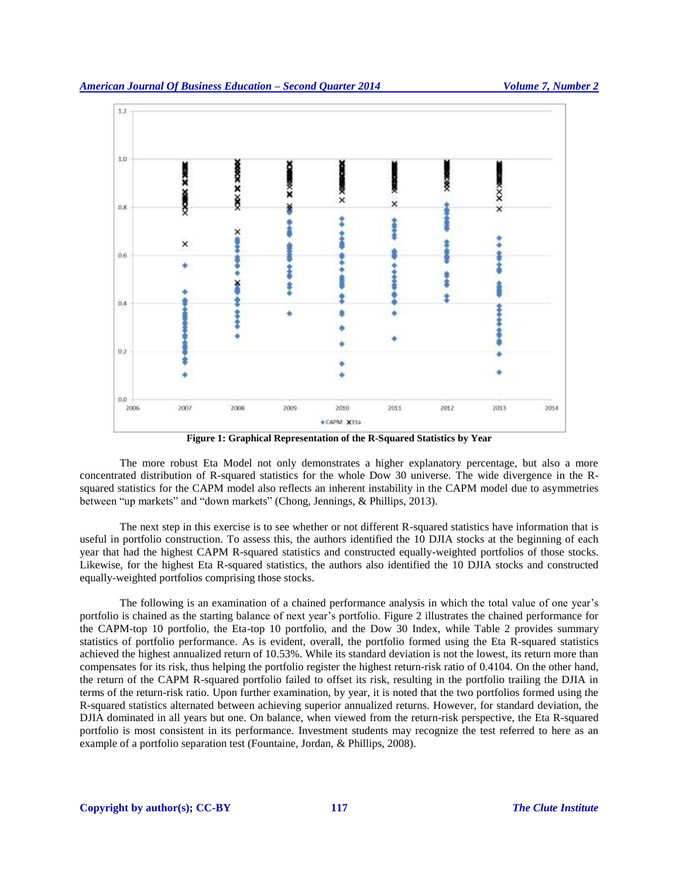Figure 1: Graphical Representation of the R-Squared Statistics by Year

The more robust Eta Model not only demonstrates a higher explanatory percentage, but also a more concentrated distribution of R-squared statistics for the whole Dow 30 universe. The wide divergence in the R-squared statistics for the CAPM model also reflects an inherent instability in the CAPM model due to asymmetries between "up markets" and "down markets" (Chong, Jennings, & Phillips, 2013).

The next step in this exercise is to see whether or not different R-squared statistics have information that is useful in portfolio construction. To assess this, the authors identified the 10 DJIA stocks at the beginning of each year that had the highest CAPM R-squared statistics and constructed equally-weighted portfolios of those stocks. Likewise, for the highest Eta R-squared statistics, the authors also identified the 10 DJIA stocks and constructed equally-weighted portfolios comprising those stocks.

The following is an examination of a chained performance analysis in which the total value of one year's portfolio is chained as the starting balance of next year's portfolio. Figure 2 illustrates the chained performance for the CAPM-top 10 portfolio, the Eta-top 10 portfolio, and the Dow 30 Index, while Table 2 provides summary statistics of portfolio performance. As is evident, overall, the portfolio formed using the Eta R-squared statistics achieved the highest annualized return of 10.53%. While its standard deviation is not the lowest, its return more than compensates for its risk, thus helping the portfolio register the highest return-risk ratio of 0.4104. On the other hand, the return of the CAPM R-squared portfolio failed to offset its risk, resulting in the portfolio trailing the DJIA in terms of the return-risk ratio. Upon further examination, by year, it is noted that the two portfolios formed using the R-squared statistics alternated between achieving superior annualized returns. However, for standard deviation, the DJIA dominated in all years but one. On balance, when viewed from the return-risk perspective, the Eta R-squared portfolio is most consistent in its performance. Investment students may recognize the test referred to here as an example of a portfolio separation test (Fountaine, Jordan, & Phillips, 2008).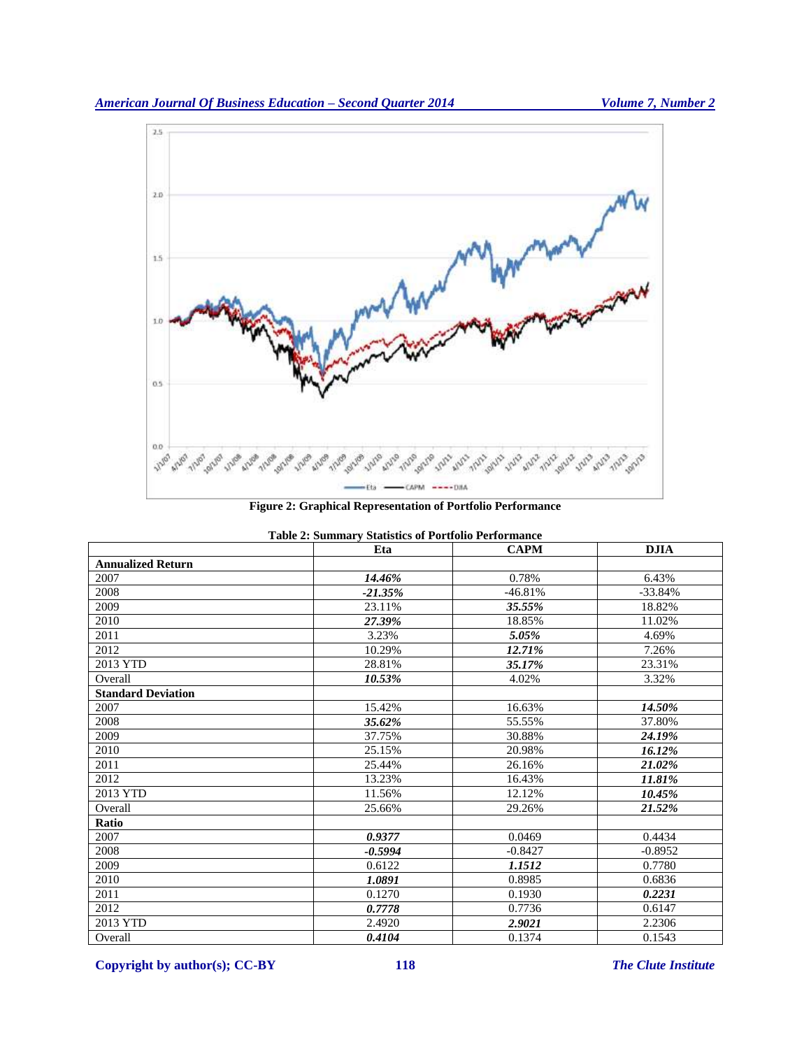**Figure 2: Graphical Representation of Portfolio Performance**

**Table 2: Summary Statistics of Portfolio Performance**

| | Eta | CAPM | DJIA |
|---|---|---|---|
| **Annualized Return** | | | |
| 2007 | ***14.46%*** | 0.78% | 6.43% |
| 2008 | ***-21.35%*** | -46.81% | -33.84% |
| 2009 | 23.11% | ***35.55%*** | 18.82% |
| 2010 | ***27.39%*** | 18.85% | 11.02% |
| 2011 | 3.23% | ***5.05%*** | 4.69% |
| 2012 | 10.29% | ***12.71%*** | 7.26% |
| 2013 YTD | 28.81% | ***35.17%*** | 23.31% |
| Overall | ***10.53%*** | 4.02% | 3.32% |
| **Standard Deviation** | | | |
| 2007 | 15.42% | 16.63% | ***14.50%*** |
| 2008 | ***35.62%*** | 55.55% | 37.80% |
| 2009 | 37.75% | 30.88% | ***24.19%*** |
| 2010 | 25.15% | 20.98% | ***16.12%*** |
| 2011 | 25.44% | 26.16% | ***21.02%*** |
| 2012 | 13.23% | 16.43% | ***11.81%*** |
| 2013 YTD | 11.56% | 12.12% | ***10.45%*** |
| Overall | 25.66% | 29.26% | ***21.52%*** |
| **Ratio** | | | |
| 2007 | ***0.9377*** | 0.0469 | 0.4434 |
| 2008 | ***-0.5994*** | -0.8427 | -0.8952 |
| 2009 | 0.6122 | ***1.1512*** | 0.7780 |
| 2010 | ***1.0891*** | 0.8985 | 0.6836 |
| 2011 | 0.1270 | 0.1930 | ***0.2231*** |
| 2012 | ***0.7778*** | 0.7736 | 0.6147 |
| 2013 YTD | 2.4920 | ***2.9021*** | 2.2306 |
| Overall | ***0.4104*** | 0.1374 | 0.1543 |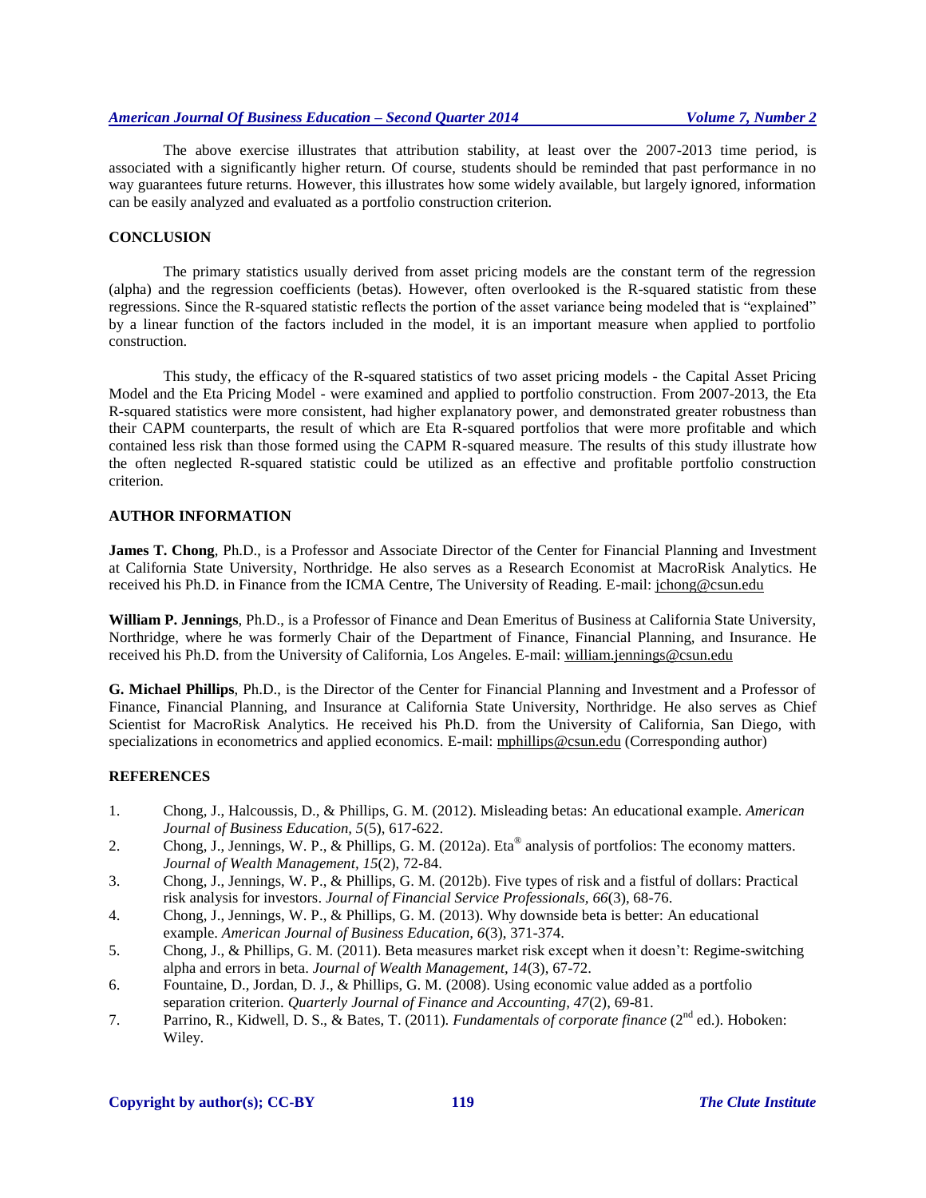The above exercise illustrates that attribution stability, at least over the 2007-2013 time period, is associated with a significantly higher return. Of course, students should be reminded that past performance in no way guarantees future returns. However, this illustrates how some widely available, but largely ignored, information can be easily analyzed and evaluated as a portfolio construction criterion.

## CONCLUSION

The primary statistics usually derived from asset pricing models are the constant term of the regression (alpha) and the regression coefficients (betas). However, often overlooked is the R-squared statistic from these regressions. Since the R-squared statistic reflects the portion of the asset variance being modeled that is "explained" by a linear function of the factors included in the model, it is an important measure when applied to portfolio construction.

This study, the efficacy of the R-squared statistics of two asset pricing models - the Capital Asset Pricing Model and the Eta Pricing Model - were examined and applied to portfolio construction. From 2007-2013, the Eta R-squared statistics were more consistent, had higher explanatory power, and demonstrated greater robustness than their CAPM counterparts, the result of which are Eta R-squared portfolios that were more profitable and which contained less risk than those formed using the CAPM R-squared measure. The results of this study illustrate how the often neglected R-squared statistic could be utilized as an effective and profitable portfolio construction criterion.

## AUTHOR INFORMATION

**James T. Chong**, Ph.D., is a Professor and Associate Director of the Center for Financial Planning and Investment at California State University, Northridge. He also serves as a Research Economist at MacroRisk Analytics. He received his Ph.D. in Finance from the ICMA Centre, The University of Reading. E-mail: jchong@csun.edu

**William P. Jennings**, Ph.D., is a Professor of Finance and Dean Emeritus of Business at California State University, Northridge, where he was formerly Chair of the Department of Finance, Financial Planning, and Insurance. He received his Ph.D. from the University of California, Los Angeles. E-mail: william.jennings@csun.edu

**G. Michael Phillips**, Ph.D., is the Director of the Center for Financial Planning and Investment and a Professor of Finance, Financial Planning, and Insurance at California State University, Northridge. He also serves as Chief Scientist for MacroRisk Analytics. He received his Ph.D. from the University of California, San Diego, with specializations in econometrics and applied economics. E-mail: mphillips@csun.edu (Corresponding author)

## REFERENCES

1. Chong, J., Halcoussis, D., & Phillips, G. M. (2012). Misleading betas: An educational example. *American Journal of Business Education, 5*(5), 617-622.
2. Chong, J., Jennings, W. P., & Phillips, G. M. (2012a). Eta® analysis of portfolios: The economy matters. *Journal of Wealth Management, 15*(2), 72-84.
3. Chong, J., Jennings, W. P., & Phillips, G. M. (2012b). Five types of risk and a fistful of dollars: Practical risk analysis for investors. *Journal of Financial Service Professionals, 66*(3), 68-76.
4. Chong, J., Jennings, W. P., & Phillips, G. M. (2013). Why downside beta is better: An educational example. *American Journal of Business Education, 6*(3), 371-374.
5. Chong, J., & Phillips, G. M. (2011). Beta measures market risk except when it doesn't: Regime-switching alpha and errors in beta. *Journal of Wealth Management, 14*(3), 67-72.
6. Fountaine, D., Jordan, D. J., & Phillips, G. M. (2008). Using economic value added as a portfolio separation criterion. *Quarterly Journal of Finance and Accounting, 47*(2), 69-81.
7. Parrino, R., Kidwell, D. S., & Bates, T. (2011). *Fundamentals of corporate finance* (2nd ed.). Hoboken: Wiley.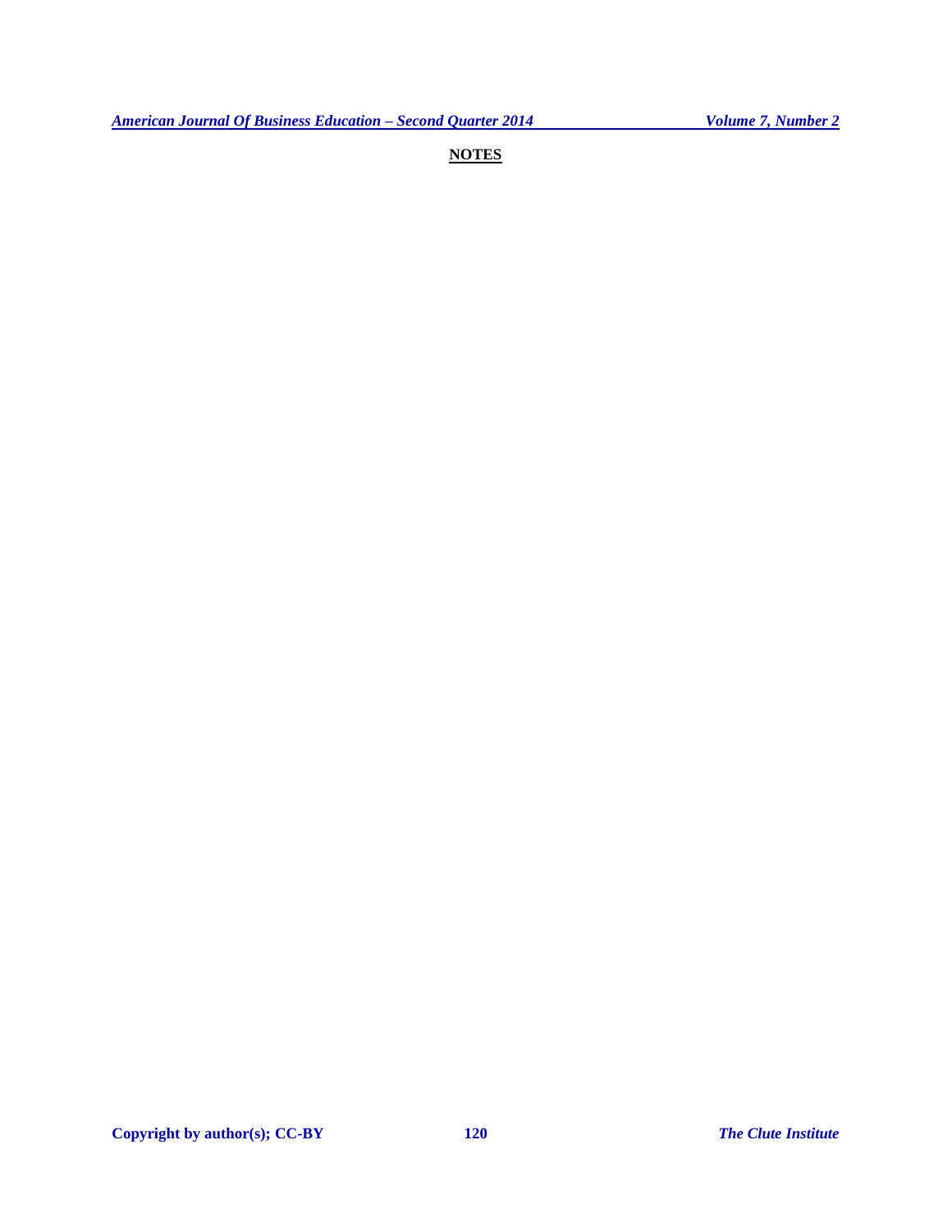**NOTES**